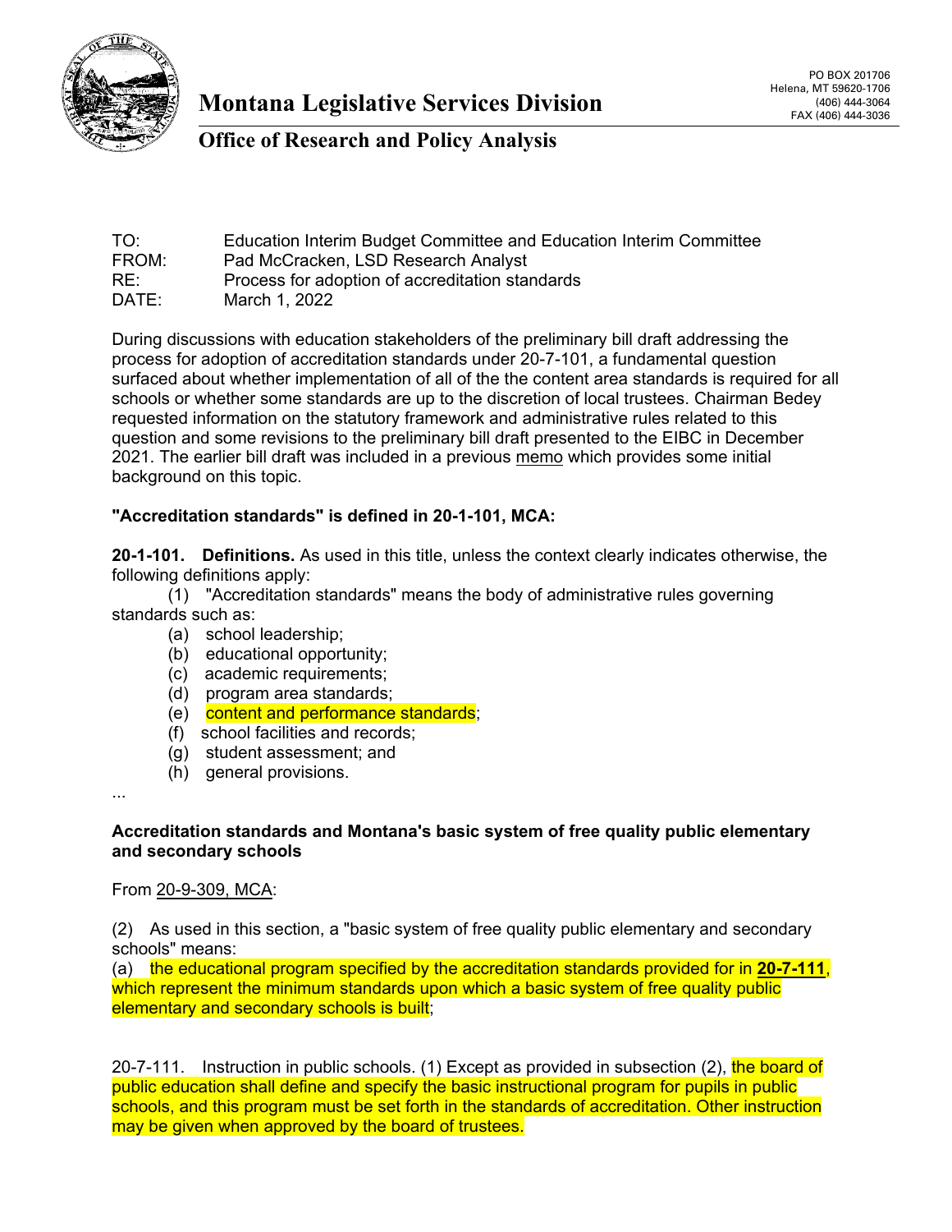# Montana Legislative Services Division

## Office of Research and Policy Analysis

PO BOX 201706
Helena, MT 59620-1706
(406) 444-3064
FAX (406) 444-3036

TO: Education Interim Budget Committee and Education Interim Committee
FROM: Pad McCracken, LSD Research Analyst
RE: Process for adoption of accreditation standards
DATE: March 1, 2022

During discussions with education stakeholders of the preliminary bill draft addressing the process for adoption of accreditation standards under 20-7-101, a fundamental question surfaced about whether implementation of all of the the content area standards is required for all schools or whether some standards are up to the discretion of local trustees. Chairman Bedey requested information on the statutory framework and administrative rules related to this question and some revisions to the preliminary bill draft presented to the EIBC in December 2021. The earlier bill draft was included in a previous memo which provides some initial background on this topic.

**"Accreditation standards" is defined in 20-1-101, MCA:**

**20-1-101. Definitions.** As used in this title, unless the context clearly indicates otherwise, the following definitions apply:

(1) "Accreditation standards" means the body of administrative rules governing standards such as:

- (a) school leadership;
- (b) educational opportunity;
- (c) academic requirements;
- (d) program area standards;
- (e) content and performance standards;
- (f) school facilities and records;
- (g) student assessment; and
- (h) general provisions.

...

**Accreditation standards and Montana's basic system of free quality public elementary and secondary schools**

From 20-9-309, MCA:

(2) As used in this section, a "basic system of free quality public elementary and secondary schools" means:
(a) the educational program specified by the accreditation standards provided for in **20-7-111**, which represent the minimum standards upon which a basic system of free quality public elementary and secondary schools is built;

20-7-111. Instruction in public schools. (1) Except as provided in subsection (2), the board of public education shall define and specify the basic instructional program for pupils in public schools, and this program must be set forth in the standards of accreditation. Other instruction may be given when approved by the board of trustees.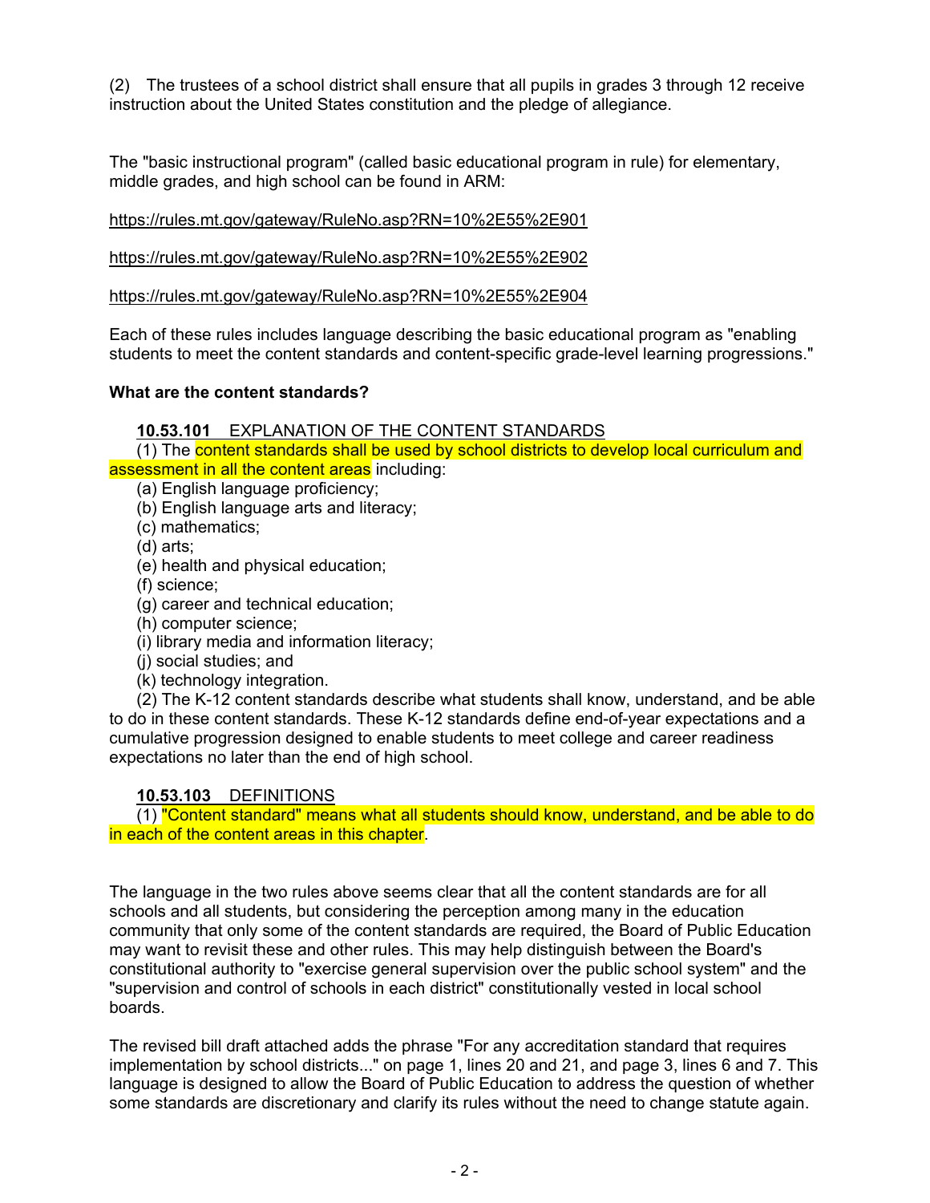(2) The trustees of a school district shall ensure that all pupils in grades 3 through 12 receive instruction about the United States constitution and the pledge of allegiance.

The "basic instructional program" (called basic educational program in rule) for elementary, middle grades, and high school can be found in ARM:

https://rules.mt.gov/gateway/RuleNo.asp?RN=10%2E55%2E901

https://rules.mt.gov/gateway/RuleNo.asp?RN=10%2E55%2E902

https://rules.mt.gov/gateway/RuleNo.asp?RN=10%2E55%2E904

Each of these rules includes language describing the basic educational program as "enabling students to meet the content standards and content-specific grade-level learning progressions."

**What are the content standards?**

**10.53.101** EXPLANATION OF THE CONTENT STANDARDS

(1) The content standards shall be used by school districts to develop local curriculum and assessment in all the content areas including:

(a) English language proficiency;
(b) English language arts and literacy;
(c) mathematics;
(d) arts;
(e) health and physical education;
(f) science;
(g) career and technical education;
(h) computer science;
(i) library media and information literacy;
(j) social studies; and
(k) technology integration.

(2) The K-12 content standards describe what students shall know, understand, and be able to do in these content standards. These K-12 standards define end-of-year expectations and a cumulative progression designed to enable students to meet college and career readiness expectations no later than the end of high school.

**10.53.103** DEFINITIONS

(1) "Content standard" means what all students should know, understand, and be able to do in each of the content areas in this chapter.

The language in the two rules above seems clear that all the content standards are for all schools and all students, but considering the perception among many in the education community that only some of the content standards are required, the Board of Public Education may want to revisit these and other rules. This may help distinguish between the Board's constitutional authority to "exercise general supervision over the public school system" and the "supervision and control of schools in each district" constitutionally vested in local school boards.

The revised bill draft attached adds the phrase "For any accreditation standard that requires implementation by school districts..." on page 1, lines 20 and 21, and page 3, lines 6 and 7. This language is designed to allow the Board of Public Education to address the question of whether some standards are discretionary and clarify its rules without the need to change statute again.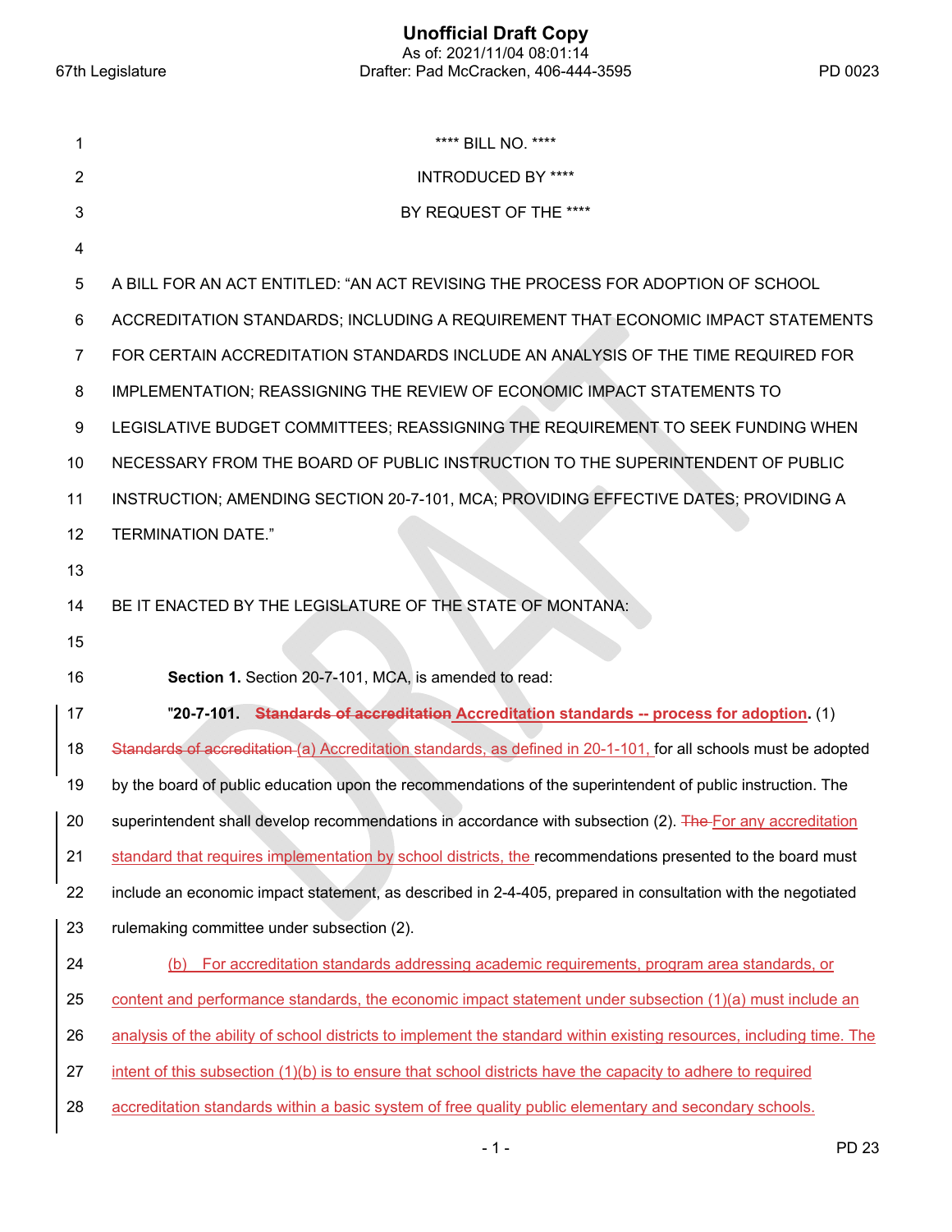**** BILL NO. ****

INTRODUCED BY ****

BY REQUEST OF THE ****

A BILL FOR AN ACT ENTITLED: "AN ACT REVISING THE PROCESS FOR ADOPTION OF SCHOOL ACCREDITATION STANDARDS; INCLUDING A REQUIREMENT THAT ECONOMIC IMPACT STATEMENTS FOR CERTAIN ACCREDITATION STANDARDS INCLUDE AN ANALYSIS OF THE TIME REQUIRED FOR IMPLEMENTATION; REASSIGNING THE REVIEW OF ECONOMIC IMPACT STATEMENTS TO LEGISLATIVE BUDGET COMMITTEES; REASSIGNING THE REQUIREMENT TO SEEK FUNDING WHEN NECESSARY FROM THE BOARD OF PUBLIC INSTRUCTION TO THE SUPERINTENDENT OF PUBLIC INSTRUCTION; AMENDING SECTION 20-7-101, MCA; PROVIDING EFFECTIVE DATES; PROVIDING A TERMINATION DATE."

BE IT ENACTED BY THE LEGISLATURE OF THE STATE OF MONTANA:

**Section 1.** Section 20-7-101, MCA, is amended to read:

"**20-7-101. ~~Standards of accreditation~~ Accreditation standards -- process for adoption.** (1) ~~Standards of accreditation~~ (a) Accreditation standards, as defined in 20-1-101, for all schools must be adopted by the board of public education upon the recommendations of the superintendent of public instruction. The superintendent shall develop recommendations in accordance with subsection (2). ~~The~~ For any accreditation standard that requires implementation by school districts, the recommendations presented to the board must include an economic impact statement, as described in 2-4-405, prepared in consultation with the negotiated rulemaking committee under subsection (2).

(b) For accreditation standards addressing academic requirements, program area standards, or content and performance standards, the economic impact statement under subsection (1)(a) must include an analysis of the ability of school districts to implement the standard within existing resources, including time. The intent of this subsection (1)(b) is to ensure that school districts have the capacity to adhere to required accreditation standards within a basic system of free quality public elementary and secondary schools.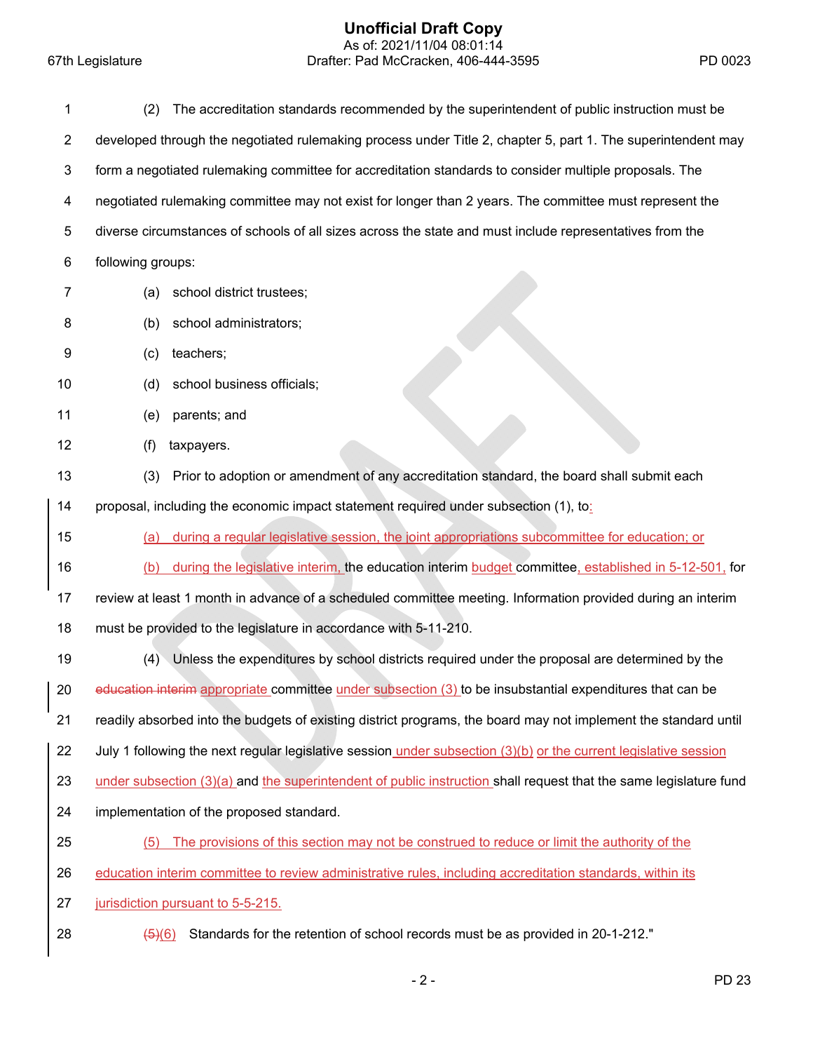(2) The accreditation standards recommended by the superintendent of public instruction must be developed through the negotiated rulemaking process under Title 2, chapter 5, part 1. The superintendent may form a negotiated rulemaking committee for accreditation standards to consider multiple proposals. The negotiated rulemaking committee may not exist for longer than 2 years. The committee must represent the diverse circumstances of schools of all sizes across the state and must include representatives from the following groups:

(a) school district trustees;

(b) school administrators;

(c) teachers;

(d) school business officials;

(e) parents; and

(f) taxpayers.

(3) Prior to adoption or amendment of any accreditation standard, the board shall submit each proposal, including the economic impact statement required under subsection (1), to:

(a) during a regular legislative session, the joint appropriations subcommittee for education; or

(b) during the legislative interim, the education interim budget committee, established in 5-12-501, for review at least 1 month in advance of a scheduled committee meeting. Information provided during an interim must be provided to the legislature in accordance with 5-11-210.

(4) Unless the expenditures by school districts required under the proposal are determined by the ~~education interim~~ appropriate committee under subsection (3) to be insubstantial expenditures that can be readily absorbed into the budgets of existing district programs, the board may not implement the standard until July 1 following the next regular legislative session under subsection (3)(b) or the current legislative session under subsection (3)(a) and the superintendent of public instruction shall request that the same legislature fund implementation of the proposed standard.

(5) The provisions of this section may not be construed to reduce or limit the authority of the education interim committee to review administrative rules, including accreditation standards, within its jurisdiction pursuant to 5-5-215.

~~(5)~~(6) Standards for the retention of school records must be as provided in 20-1-212."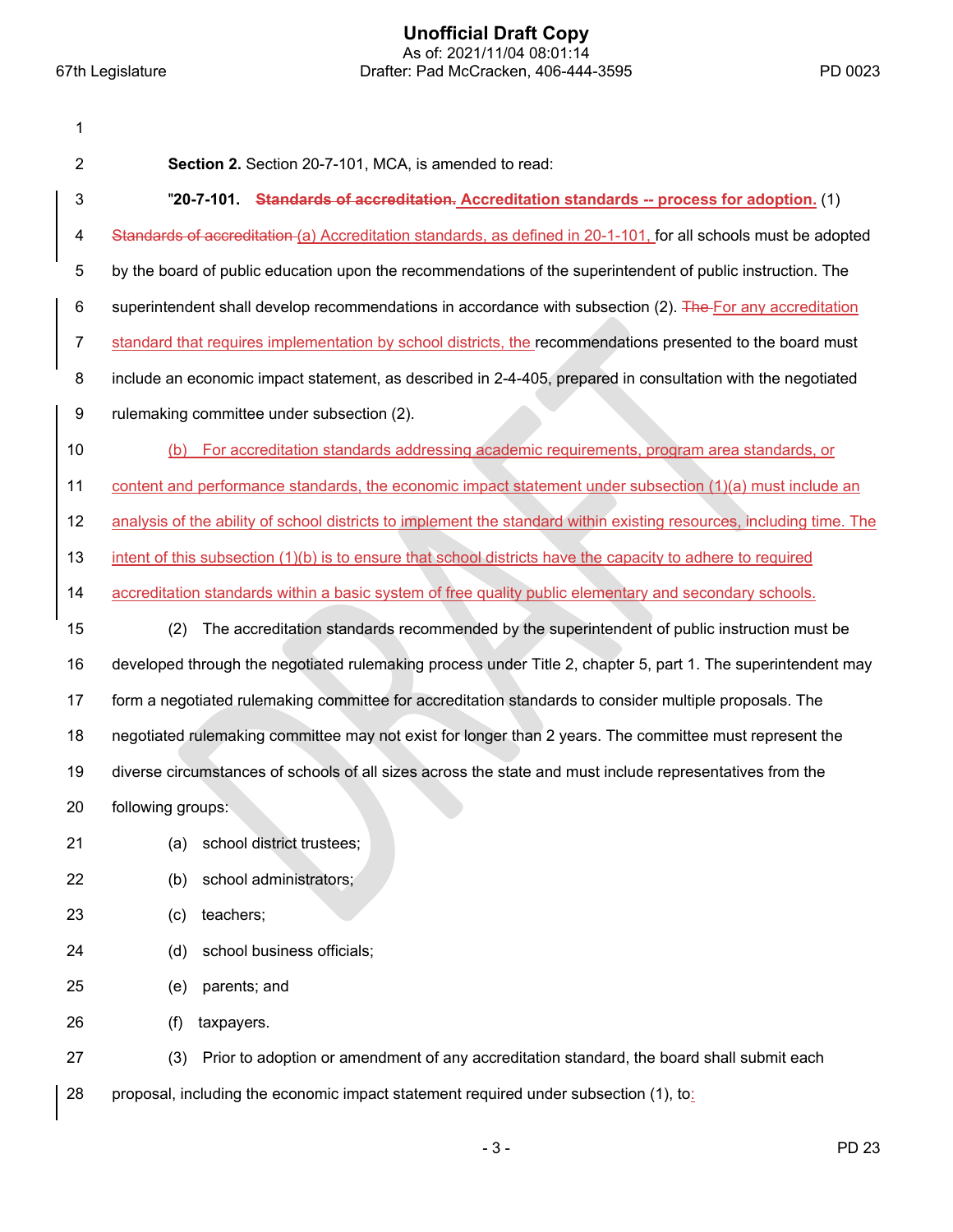**Section 2.** Section 20-7-101, MCA, is amended to read:

"**20-7-101. ~~Standards of accreditation.~~ Accreditation standards -- process for adoption.** (1) ~~Standards of accreditation~~ (a) Accreditation standards, as defined in 20-1-101, for all schools must be adopted by the board of public education upon the recommendations of the superintendent of public instruction. The superintendent shall develop recommendations in accordance with subsection (2). ~~The~~ For any accreditation standard that requires implementation by school districts, the recommendations presented to the board must include an economic impact statement, as described in 2-4-405, prepared in consultation with the negotiated rulemaking committee under subsection (2).

(b) For accreditation standards addressing academic requirements, program area standards, or content and performance standards, the economic impact statement under subsection (1)(a) must include an analysis of the ability of school districts to implement the standard within existing resources, including time. The intent of this subsection (1)(b) is to ensure that school districts have the capacity to adhere to required accreditation standards within a basic system of free quality public elementary and secondary schools.

(2) The accreditation standards recommended by the superintendent of public instruction must be developed through the negotiated rulemaking process under Title 2, chapter 5, part 1. The superintendent may form a negotiated rulemaking committee for accreditation standards to consider multiple proposals. The negotiated rulemaking committee may not exist for longer than 2 years. The committee must represent the diverse circumstances of schools of all sizes across the state and must include representatives from the following groups:

(a) school district trustees;

(b) school administrators;

(c) teachers;

(d) school business officials;

(e) parents; and

(f) taxpayers.

(3) Prior to adoption or amendment of any accreditation standard, the board shall submit each proposal, including the economic impact statement required under subsection (1), to: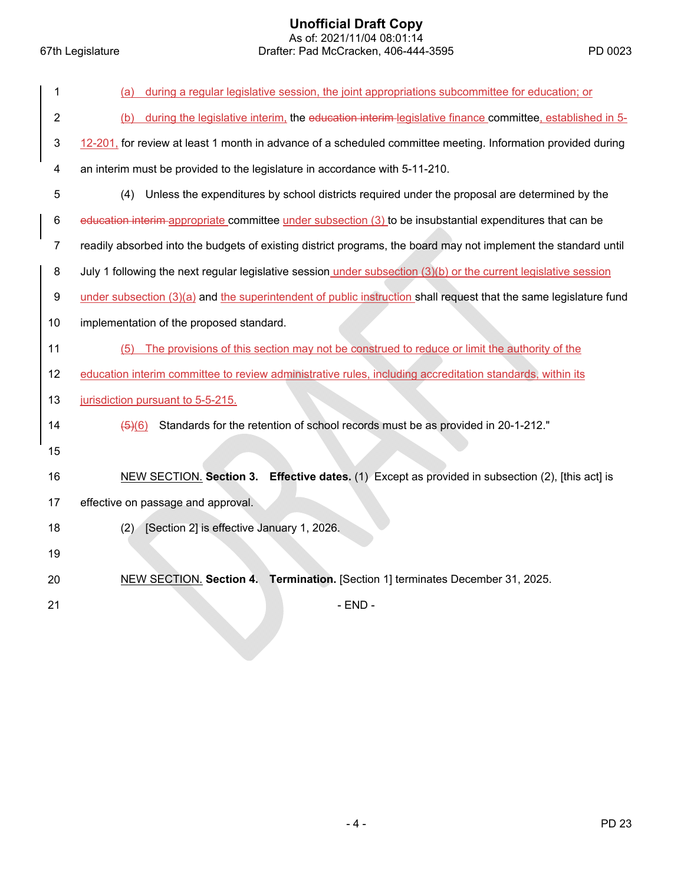(a) during a regular legislative session, the joint appropriations subcommittee for education; or

(b) during the legislative interim, the ~~education interim~~ legislative finance committee, established in 5-12-201, for review at least 1 month in advance of a scheduled committee meeting. Information provided during an interim must be provided to the legislature in accordance with 5-11-210.

(4) Unless the expenditures by school districts required under the proposal are determined by the ~~education interim~~ appropriate committee under subsection (3) to be insubstantial expenditures that can be readily absorbed into the budgets of existing district programs, the board may not implement the standard until July 1 following the next regular legislative session under subsection (3)(b) or the current legislative session under subsection (3)(a) and the superintendent of public instruction shall request that the same legislature fund implementation of the proposed standard.

(5) The provisions of this section may not be construed to reduce or limit the authority of the education interim committee to review administrative rules, including accreditation standards, within its jurisdiction pursuant to 5-5-215.

~~(5)~~(6) Standards for the retention of school records must be as provided in 20-1-212."

NEW SECTION. **Section 3. Effective dates.** (1) Except as provided in subsection (2), [this act] is effective on passage and approval.

(2) [Section 2] is effective January 1, 2026.

NEW SECTION. **Section 4. Termination.** [Section 1] terminates December 31, 2025.

\- END -